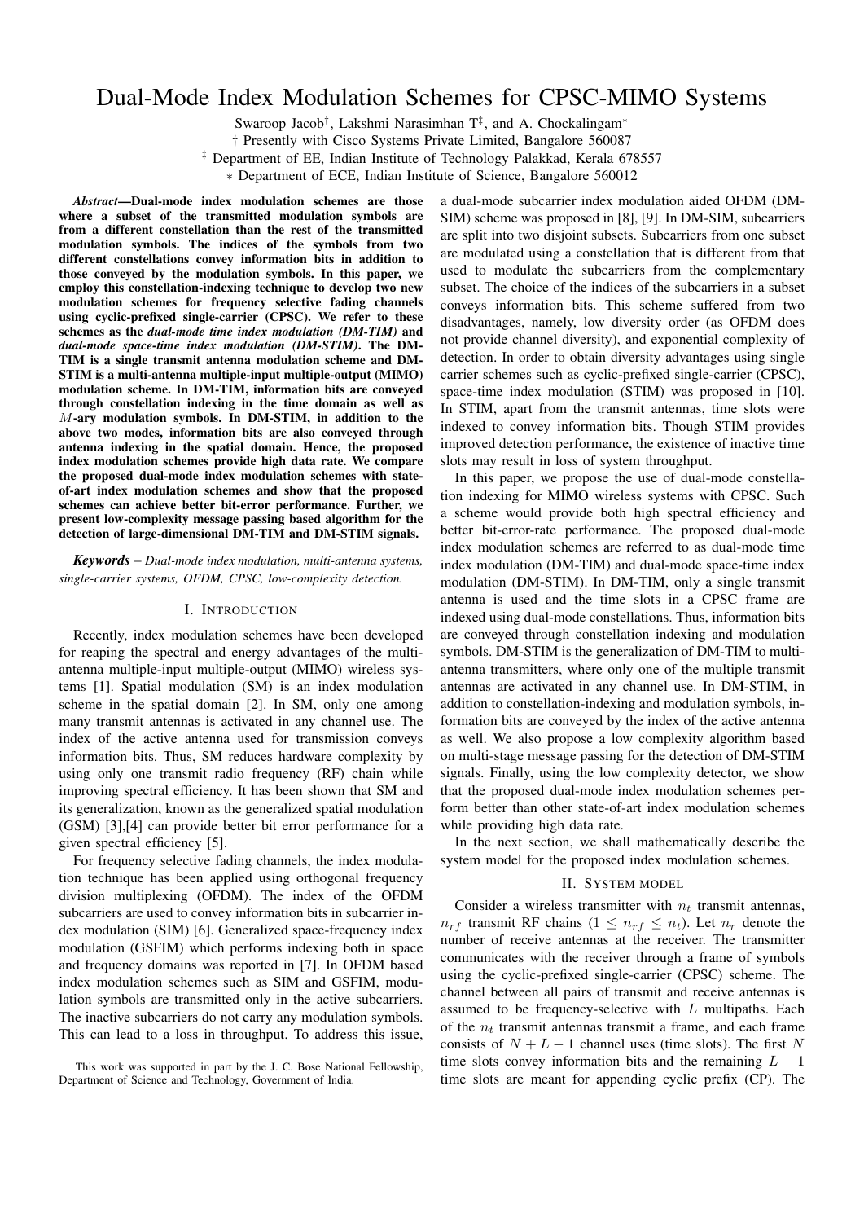# Dual-Mode Index Modulation Schemes for CPSC-MIMO Systems

Swaroop Jacob†, Lakshmi Narasimhan T‡, and A. Chockalingam*

† Presently with Cisco Systems Private Limited, Bangalore 560087

‡ Department of EE, Indian Institute of Technology Palakkad, Kerala 678557

\* Department of ECE, Indian Institute of Science, Bangalore 560012

***Abstract*—Dual-mode index modulation schemes are those where a subset of the transmitted modulation symbols are from a different constellation than the rest of the transmitted modulation symbols. The indices of the symbols from two different constellations convey information bits in addition to those conveyed by the modulation symbols. In this paper, we employ this constellation-indexing technique to develop two new modulation schemes for frequency selective fading channels using cyclic-prefixed single-carrier (CPSC). We refer to these schemes as the *dual-mode time index modulation (DM-TIM)* and *dual-mode space-time index modulation (DM-STIM)*. The DM-TIM is a single transmit antenna modulation scheme and DM-STIM is a multi-antenna multiple-input multiple-output (MIMO) modulation scheme. In DM-TIM, information bits are conveyed through constellation indexing in the time domain as well as $M$-ary modulation symbols. In DM-STIM, in addition to the above two modes, information bits are also conveyed through antenna indexing in the spatial domain. Hence, the proposed index modulation schemes provide high data rate. We compare the proposed dual-mode index modulation schemes with state-of-art index modulation schemes and show that the proposed schemes can achieve better bit-error performance. Further, we present low-complexity message passing based algorithm for the detection of large-dimensional DM-TIM and DM-STIM signals.**

***Keywords*** *– Dual-mode index modulation, multi-antenna systems, single-carrier systems, OFDM, CPSC, low-complexity detection.*

## I. Introduction

Recently, index modulation schemes have been developed for reaping the spectral and energy advantages of the multi-antenna multiple-input multiple-output (MIMO) wireless systems [1]. Spatial modulation (SM) is an index modulation scheme in the spatial domain [2]. In SM, only one among many transmit antennas is activated in any channel use. The index of the active antenna used for transmission conveys information bits. Thus, SM reduces hardware complexity by using only one transmit radio frequency (RF) chain while improving spectral efficiency. It has been shown that SM and its generalization, known as the generalized spatial modulation (GSM) [3],[4] can provide better bit error performance for a given spectral efficiency [5].

For frequency selective fading channels, the index modulation technique has been applied using orthogonal frequency division multiplexing (OFDM). The index of the OFDM subcarriers are used to convey information bits in subcarrier index modulation (SIM) [6]. Generalized space-frequency index modulation (GSFIM) which performs indexing both in space and frequency domains was reported in [7]. In OFDM based index modulation schemes such as SIM and GSFIM, modulation symbols are transmitted only in the active subcarriers. The inactive subcarriers do not carry any modulation symbols. This can lead to a loss in throughput. To address this issue, a dual-mode subcarrier index modulation aided OFDM (DM-SIM) scheme was proposed in [8], [9]. In DM-SIM, subcarriers are split into two disjoint subsets. Subcarriers from one subset are modulated using a constellation that is different from that used to modulate the subcarriers from the complementary subset. The choice of the indices of the subcarriers in a subset conveys information bits. This scheme suffered from two disadvantages, namely, low diversity order (as OFDM does not provide channel diversity), and exponential complexity of detection. In order to obtain diversity advantages using single carrier schemes such as cyclic-prefixed single-carrier (CPSC), space-time index modulation (STIM) was proposed in [10]. In STIM, apart from the transmit antennas, time slots were indexed to convey information bits. Though STIM provides improved detection performance, the existence of inactive time slots may result in loss of system throughput.

In this paper, we propose the use of dual-mode constellation indexing for MIMO wireless systems with CPSC. Such a scheme would provide both high spectral efficiency and better bit-error-rate performance. The proposed dual-mode index modulation schemes are referred to as dual-mode time index modulation (DM-TIM) and dual-mode space-time index modulation (DM-STIM). In DM-TIM, only a single transmit antenna is used and the time slots in a CPSC frame are indexed using dual-mode constellations. Thus, information bits are conveyed through constellation indexing and modulation symbols. DM-STIM is the generalization of DM-TIM to multi-antenna transmitters, where only one of the multiple transmit antennas are activated in any channel use. In DM-STIM, in addition to constellation-indexing and modulation symbols, information bits are conveyed by the index of the active antenna as well. We also propose a low complexity algorithm based on multi-stage message passing for the detection of DM-STIM signals. Finally, using the low complexity detector, we show that the proposed dual-mode index modulation schemes perform better than other state-of-art index modulation schemes while providing high data rate.

In the next section, we shall mathematically describe the system model for the proposed index modulation schemes.

## II. System model

Consider a wireless transmitter with $n_t$ transmit antennas, $n_{rf}$ transmit RF chains ($1 \leq n_{rf} \leq n_t$). Let $n_r$ denote the number of receive antennas at the receiver. The transmitter communicates with the receiver through a frame of symbols using the cyclic-prefixed single-carrier (CPSC) scheme. The channel between all pairs of transmit and receive antennas is assumed to be frequency-selective with $L$ multipaths. Each of the $n_t$ transmit antennas transmit a frame, and each frame consists of $N + L - 1$ channel uses (time slots). The first $N$ time slots convey information bits and the remaining $L - 1$ time slots are meant for appending cyclic prefix (CP). The

This work was supported in part by the J. C. Bose National Fellowship, Department of Science and Technology, Government of India.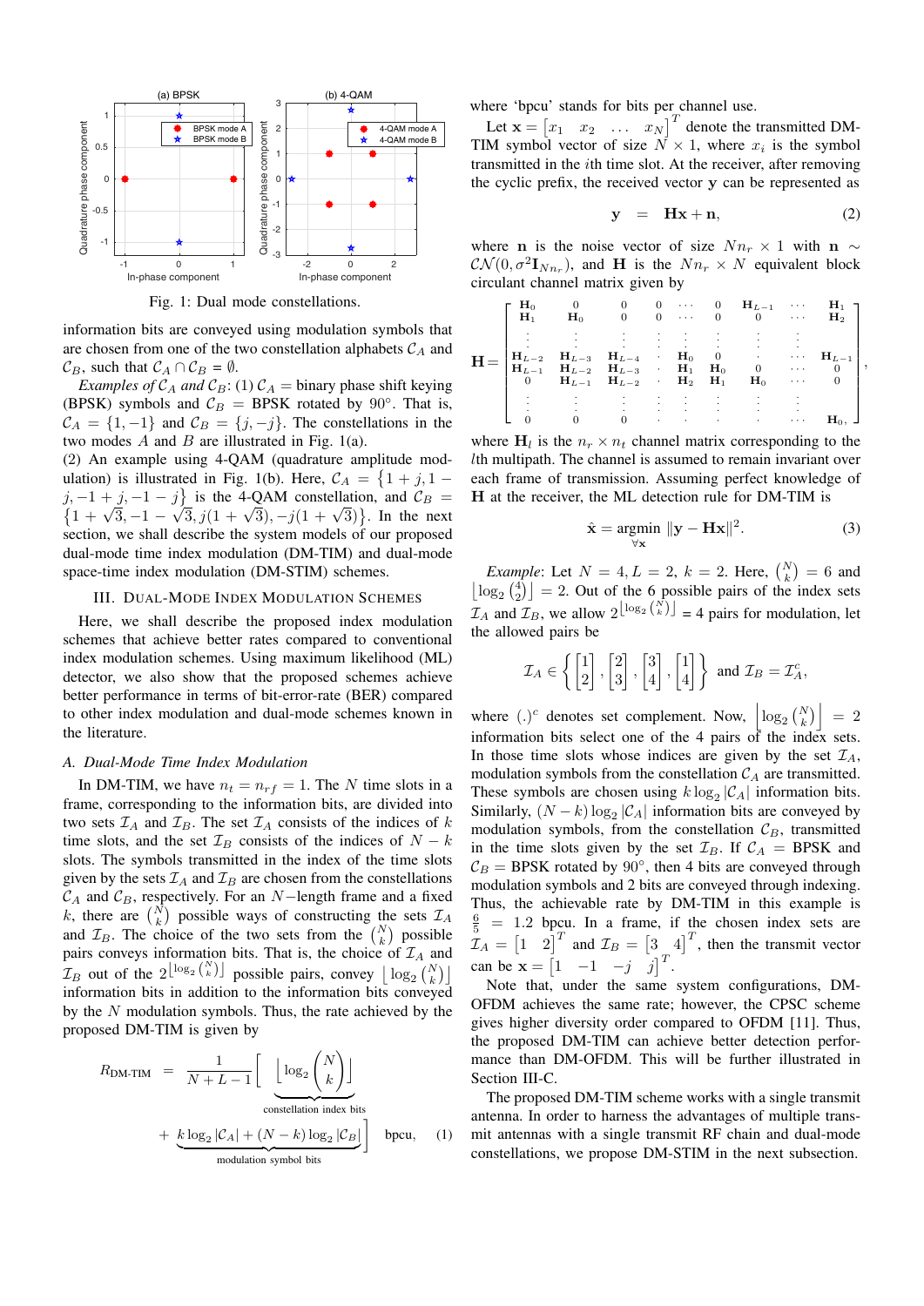(a) BPSK

BPSK mode A
BPSK mode B

Quadrature phase component

In-phase component

(b) 4-QAM

4-QAM mode A
4-QAM mode B

Quadrature phase component

In-phase component

Fig. 1: Dual mode constellations.

information bits are conveyed using modulation symbols that are chosen from one of the two constellation alphabets $\mathcal{C}_A$ and $\mathcal{C}_B$, such that $\mathcal{C}_A \cap \mathcal{C}_B = \emptyset$.

*Examples of $\mathcal{C}_A$ and $\mathcal{C}_B$*: (1) $\mathcal{C}_A$ = binary phase shift keying (BPSK) symbols and $\mathcal{C}_B$ = BPSK rotated by 90°. That is, $\mathcal{C}_A = \{1, -1\}$ and $\mathcal{C}_B = \{j, -j\}$. The constellations in the two modes $A$ and $B$ are illustrated in Fig. 1(a).
(2) An example using 4-QAM (quadrature amplitude modulation) is illustrated in Fig. 1(b). Here, $\mathcal{C}_A = \{1+j, 1-j, -1+j, -1-j\}$ is the 4-QAM constellation, and $\mathcal{C}_B = \{1+\sqrt{3}, -1-\sqrt{3}, j(1+\sqrt{3}), -j(1+\sqrt{3})\}$. In the next section, we shall describe the system models of our proposed dual-mode time index modulation (DM-TIM) and dual-mode space-time index modulation (DM-STIM) schemes.

## III. Dual-Mode Index Modulation Schemes

Here, we shall describe the proposed index modulation schemes that achieve better rates compared to conventional index modulation schemes. Using maximum likelihood (ML) detector, we also show that the proposed schemes achieve better performance in terms of bit-error-rate (BER) compared to other index modulation and dual-mode schemes known in the literature.

### A. Dual-Mode Time Index Modulation

In DM-TIM, we have $n_t = n_{rf} = 1$. The $N$ time slots in a frame, corresponding to the information bits, are divided into two sets $\mathcal{I}_A$ and $\mathcal{I}_B$. The set $\mathcal{I}_A$ consists of the indices of $k$ time slots, and the set $\mathcal{I}_B$ consists of the indices of $N-k$ slots. The symbols transmitted in the index of the time slots given by the sets $\mathcal{I}_A$ and $\mathcal{I}_B$ are chosen from the constellations $\mathcal{C}_A$ and $\mathcal{C}_B$, respectively. For an $N-$length frame and a fixed $k$, there are $\binom{N}{k}$ possible ways of constructing the sets $\mathcal{I}_A$ and $\mathcal{I}_B$. The choice of the two sets from the $\binom{N}{k}$ possible pairs conveys information bits. That is, the choice of $\mathcal{I}_A$ and $\mathcal{I}_B$ out of the $2^{\lfloor \log_2 \binom{N}{k} \rfloor}$ possible pairs, convey $\lfloor \log_2 \binom{N}{k} \rfloor$ information bits in addition to the information bits conveyed by the $N$ modulation symbols. Thus, the rate achieved by the proposed DM-TIM is given by

$$R_{\text{DM-TIM}} = \frac{1}{N+L-1}\Bigg[ \underbrace{\left\lfloor \log_2 \binom{N}{k} \right\rfloor}_{\text{constellation index bits}} + \underbrace{k \log_2 |\mathcal{C}_A| + (N-k)\log_2 |\mathcal{C}_B|}_{\text{modulation symbol bits}} \Bigg] \ \text{bpcu}, \quad (1)$$

where 'bpcu' stands for bits per channel use.

Let $\mathbf{x} = \begin{bmatrix} x_1 & x_2 & \ldots & x_N \end{bmatrix}^T$ denote the transmitted DM-TIM symbol vector of size $N \times 1$, where $x_i$ is the symbol transmitted in the $i$th time slot. At the receiver, after removing the cyclic prefix, the received vector $\mathbf{y}$ can be represented as

$$\mathbf{y} = \mathbf{H}\mathbf{x} + \mathbf{n}, \quad (2)$$

where $\mathbf{n}$ is the noise vector of size $Nn_r \times 1$ with $\mathbf{n} \sim \mathcal{CN}(0, \sigma^2 \mathbf{I}_{Nn_r})$, and $\mathbf{H}$ is the $Nn_r \times N$ equivalent block circulant channel matrix given by

$$\mathbf{H} = \begin{bmatrix}
\mathbf{H}_0 & 0 & 0 & 0 & \cdots & 0 & \mathbf{H}_{L-1} & \cdots & \mathbf{H}_1 \\
\mathbf{H}_1 & \mathbf{H}_0 & 0 & 0 & \cdots & 0 & 0 & \cdots & \mathbf{H}_2 \\
\vdots & \vdots & \vdots & \vdots & \vdots & \vdots & \vdots & \vdots & \vdots \\
\mathbf{H}_{L-2} & \mathbf{H}_{L-3} & \mathbf{H}_{L-4} & \cdot & \mathbf{H}_0 & 0 & \cdot & \cdots & \mathbf{H}_{L-1} \\
\mathbf{H}_{L-1} & \mathbf{H}_{L-2} & \mathbf{H}_{L-3} & \cdot & \mathbf{H}_1 & \mathbf{H}_0 & 0 & \cdots & 0 \\
0 & \mathbf{H}_{L-1} & \mathbf{H}_{L-2} & \cdot & \mathbf{H}_2 & \mathbf{H}_1 & \mathbf{H}_0 & \cdots & 0 \\
\vdots & \vdots & \vdots & \vdots & \vdots & \vdots & \vdots & \vdots & \vdots \\
0 & 0 & 0 & \cdot & \cdot & \cdot & \cdot & \cdots & \mathbf{H}_0
\end{bmatrix},$$

where $\mathbf{H}_l$ is the $n_r \times n_t$ channel matrix corresponding to the $l$th multipath. The channel is assumed to remain invariant over each frame of transmission. Assuming perfect knowledge of $\mathbf{H}$ at the receiver, the ML detection rule for DM-TIM is

$$\hat{\mathbf{x}} = \underset{\forall \mathbf{x}}{\text{argmin}} \ \|\mathbf{y} - \mathbf{H}\mathbf{x}\|^2. \quad (3)$$

*Example*: Let $N=4, L=2, k=2$. Here, $\binom{N}{k} = 6$ and $\left\lfloor \log_2 \binom{4}{2} \right\rfloor = 2$. Out of the 6 possible pairs of the index sets $\mathcal{I}_A$ and $\mathcal{I}_B$, we allow $2^{\lfloor \log_2 \binom{N}{k} \rfloor} = 4$ pairs for modulation, let the allowed pairs be

$$\mathcal{I}_A \in \left\{ \begin{bmatrix} 1 \\ 2 \end{bmatrix}, \begin{bmatrix} 2 \\ 3 \end{bmatrix}, \begin{bmatrix} 3 \\ 4 \end{bmatrix}, \begin{bmatrix} 1 \\ 4 \end{bmatrix} \right\} \ \text{and} \ \mathcal{I}_B = \mathcal{I}_A^c,$$

where $(.)^c$ denotes set complement. Now, $\left\lfloor \log_2 \binom{N}{k} \right\rfloor = 2$ information bits select one of the 4 pairs of the index sets. In those time slots whose indices are given by the set $\mathcal{I}_A$, modulation symbols from the constellation $\mathcal{C}_A$ are transmitted. These symbols are chosen using $k \log_2 |\mathcal{C}_A|$ information bits. Similarly, $(N-k)\log_2 |\mathcal{C}_A|$ information bits are conveyed by modulation symbols, from the constellation $\mathcal{C}_B$, transmitted in the time slots given by the set $\mathcal{I}_B$. If $\mathcal{C}_A$ = BPSK and $\mathcal{C}_B$ = BPSK rotated by 90°, then 4 bits are conveyed through modulation symbols and 2 bits are conveyed through indexing. Thus, the achievable rate by DM-TIM in this example is $\frac{6}{5} = 1.2$ bpcu. In a frame, if the chosen index sets are $\mathcal{I}_A = \begin{bmatrix} 1 & 2 \end{bmatrix}^T$ and $\mathcal{I}_B = \begin{bmatrix} 3 & 4 \end{bmatrix}^T$, then the transmit vector can be $\mathbf{x} = \begin{bmatrix} 1 & -1 & -j & j \end{bmatrix}^T$.

Note that, under the same system configurations, DM-OFDM achieves the same rate; however, the CPSC scheme gives higher diversity order compared to OFDM [11]. Thus, the proposed DM-TIM can achieve better detection performance than DM-OFDM. This will be further illustrated in Section III-C.

The proposed DM-TIM scheme works with a single transmit antenna. In order to harness the advantages of multiple transmit antennas with a single transmit RF chain and dual-mode constellations, we propose DM-STIM in the next subsection.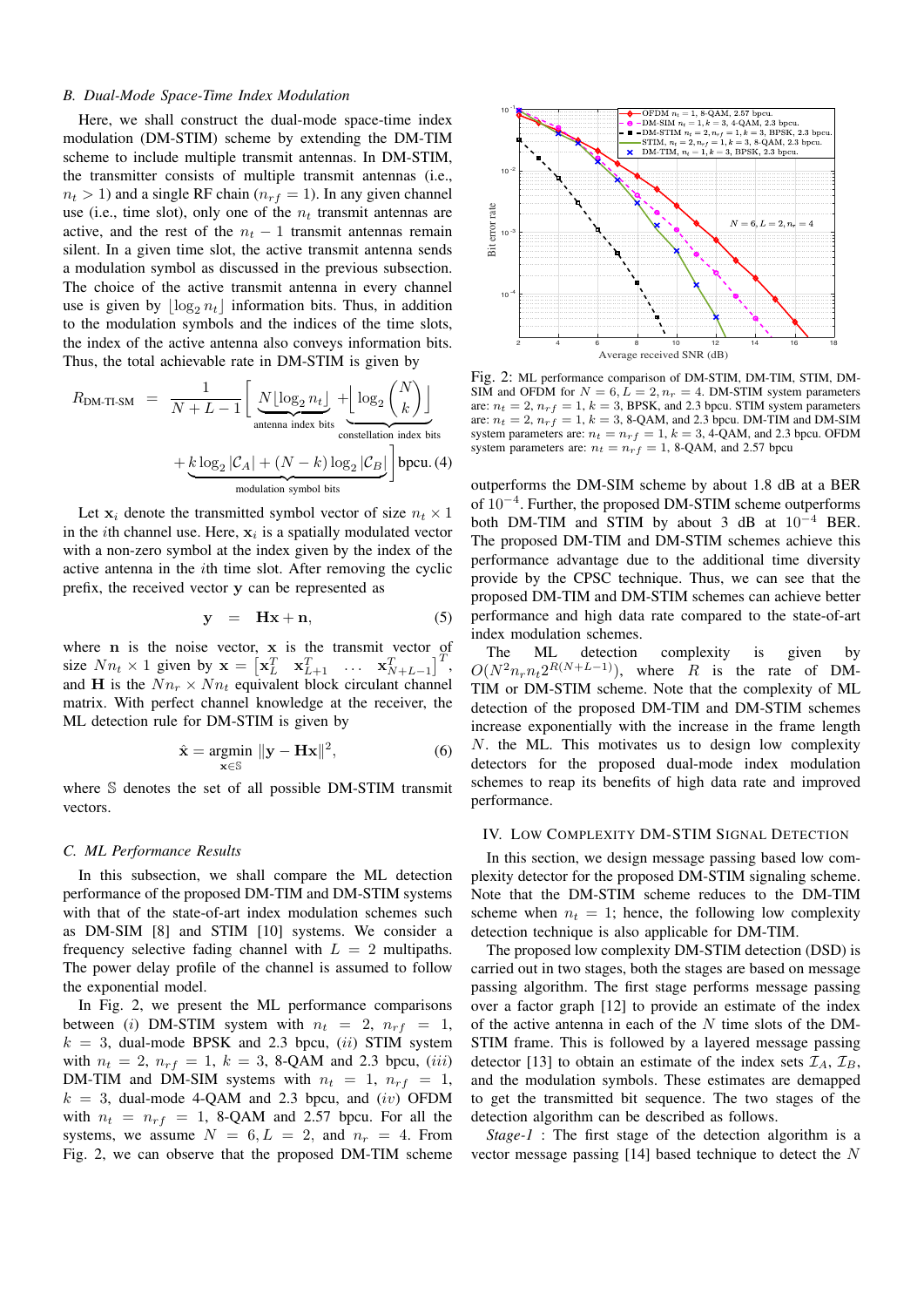### B. Dual-Mode Space-Time Index Modulation

Here, we shall construct the dual-mode space-time index modulation (DM-STIM) scheme by extending the DM-TIM scheme to include multiple transmit antennas. In DM-STIM, the transmitter consists of multiple transmit antennas (i.e., $n_t > 1$) and a single RF chain ($n_{rf} = 1$). In any given channel use (i.e., time slot), only one of the $n_t$ transmit antennas are active, and the rest of the $n_t - 1$ transmit antennas remain silent. In a given time slot, the active transmit antenna sends a modulation symbol as discussed in the previous subsection. The choice of the active transmit antenna in every channel use is given by $\lfloor \log_2 n_t \rfloor$ information bits. Thus, in addition to the modulation symbols and the indices of the time slots, the index of the active antenna also conveys information bits. Thus, the total achievable rate in DM-STIM is given by

$$R_{\text{DM-TI-SM}} = \frac{1}{N+L-1}\Bigg[\underbrace{N\lfloor \log_2 n_t \rfloor}_{\text{antenna index bits}} + \underbrace{\left\lfloor \log_2 \binom{N}{k} \right\rfloor}_{\text{constellation index bits}} + \underbrace{k\log_2|\mathcal{C}_A| + (N-k)\log_2|\mathcal{C}_B|}_{\text{modulation symbol bits}}\Bigg] \text{bpcu}. \quad (4)$$

Let $\mathbf{x}_i$ denote the transmitted symbol vector of size $n_t \times 1$ in the $i$th channel use. Here, $\mathbf{x}_i$ is a spatially modulated vector with a non-zero symbol at the index given by the index of the active antenna in the $i$th time slot. After removing the cyclic prefix, the received vector $\mathbf{y}$ can be represented as

$$\mathbf{y} \;=\; \mathbf{H}\mathbf{x} + \mathbf{n}, \quad (5)$$

where $\mathbf{n}$ is the noise vector, $\mathbf{x}$ is the transmit vector of size $Nn_t \times 1$ given by $\mathbf{x} = \begin{bmatrix}\mathbf{x}_L^T & \mathbf{x}_{L+1}^T & \dots & \mathbf{x}_{N+L-1}^T\end{bmatrix}^T$, and $\mathbf{H}$ is the $Nn_r \times Nn_t$ equivalent block circulant channel matrix. With perfect channel knowledge at the receiver, the ML detection rule for DM-STIM is given by

$$\hat{\mathbf{x}} = \underset{\mathbf{x}\in\mathbb{S}}{\text{argmin}} \;\|\mathbf{y} - \mathbf{H}\mathbf{x}\|^2, \quad (6)$$

where $\mathbb{S}$ denotes the set of all possible DM-STIM transmit vectors.

### C. ML Performance Results

In this subsection, we shall compare the ML detection performance of the proposed DM-TIM and DM-STIM systems with that of the state-of-art index modulation schemes such as DM-SIM [8] and STIM [10] systems. We consider a frequency selective fading channel with $L = 2$ multipaths. The power delay profile of the channel is assumed to follow the exponential model.

In Fig. 2, we present the ML performance comparisons between (*i*) DM-STIM system with $n_t = 2$, $n_{rf} = 1$, $k = 3$, dual-mode BPSK and 2.3 bpcu, (*ii*) STIM system with $n_t = 2$, $n_{rf} = 1$, $k = 3$, 8-QAM and 2.3 bpcu, (*iii*) DM-TIM and DM-SIM systems with $n_t = 1$, $n_{rf} = 1$, $k = 3$, dual-mode 4-QAM and 2.3 bpcu, and (*iv*) OFDM with $n_t = n_{rf} = 1$, 8-QAM and 2.57 bpcu. For all the systems, we assume $N = 6, L = 2$, and $n_r = 4$. From Fig. 2, we can observe that the proposed DM-TIM scheme

OFDM $n_t = 1$, 8-QAM, 2.57 bpcu.
DM-SIM $n_t = 1, k = 3$, 4-QAM, 2.3 bpcu.
DM-STIM $n_t = 2, n_{rf} = 1, k = 3$, BPSK, 2.3 bpcu.
STIM, $n_t = 2, n_{rf} = 1, k = 3$, 8-QAM, 2.3 bpcu.
DM-TIM, $n_t = 1, k = 3$, BPSK, 2.3 bpcu.
$N = 6, L = 2, n_r = 4$
Bit error rate
Average received SNR (dB)

Fig. 2: ML performance comparison of DM-STIM, DM-TIM, STIM, DM-SIM and OFDM for $N = 6, L = 2, n_r = 4$. DM-STIM system parameters are: $n_t = 2$, $n_{rf} = 1$, $k = 3$, BPSK, 2.3 bpcu. STIM system parameters are: $n_t = 2$, $n_{rf} = 1$, $k = 3$, 8-QAM, and 2.3 bpcu. DM-TIM and DM-SIM system parameters are: $n_t = n_{rf} = 1$, $k = 3$, 4-QAM, and 2.3 bpcu. OFDM system parameters are: $n_t = n_{rf} = 1$, 8-QAM, and 2.57 bpcu

outperforms the DM-SIM scheme by about 1.8 dB at a BER of $10^{-4}$. Further, the proposed DM-STIM scheme outperforms both DM-TIM and STIM by about 3 dB at $10^{-4}$ BER. The proposed DM-TIM and DM-STIM schemes achieve this performance advantage due to the additional time diversity provide by the CPSC technique. Thus, we can see that the proposed DM-TIM and DM-STIM schemes can achieve better performance and high data rate compared to the state-of-art index modulation schemes.

The ML detection complexity is given by $O(N^2 n_r n_t 2^{R(N+L-1)})$, where $R$ is the rate of DM-TIM or DM-STIM scheme. Note that the complexity of ML detection of the proposed DM-TIM and DM-STIM schemes increase exponentially with the increase in the frame length $N$. the ML. This motivates us to design low complexity detectors for the proposed dual-mode index modulation schemes to reap its benefits of high data rate and improved performance.

## IV. Low Complexity DM-STIM Signal Detection

In this section, we design message passing based low complexity detector for the proposed DM-STIM signaling scheme. Note that the DM-STIM scheme reduces to the DM-TIM scheme when $n_t = 1$; hence, the following low complexity detection technique is also applicable for DM-TIM.

The proposed low complexity DM-STIM detection (DSD) is carried out in two stages, both the stages are based on message passing algorithm. The first stage performs message passing over a factor graph [12] to provide an estimate of the index of the active antenna in each of the $N$ time slots of the DM-STIM frame. This is followed by a layered message passing detector [13] to obtain an estimate of the index sets $\mathcal{I}_A$, $\mathcal{I}_B$, and the modulation symbols. These estimates are demapped to get the transmitted bit sequence. The two stages of the detection algorithm can be described as follows.

*Stage-1* : The first stage of the detection algorithm is a vector message passing [14] based technique to detect the $N$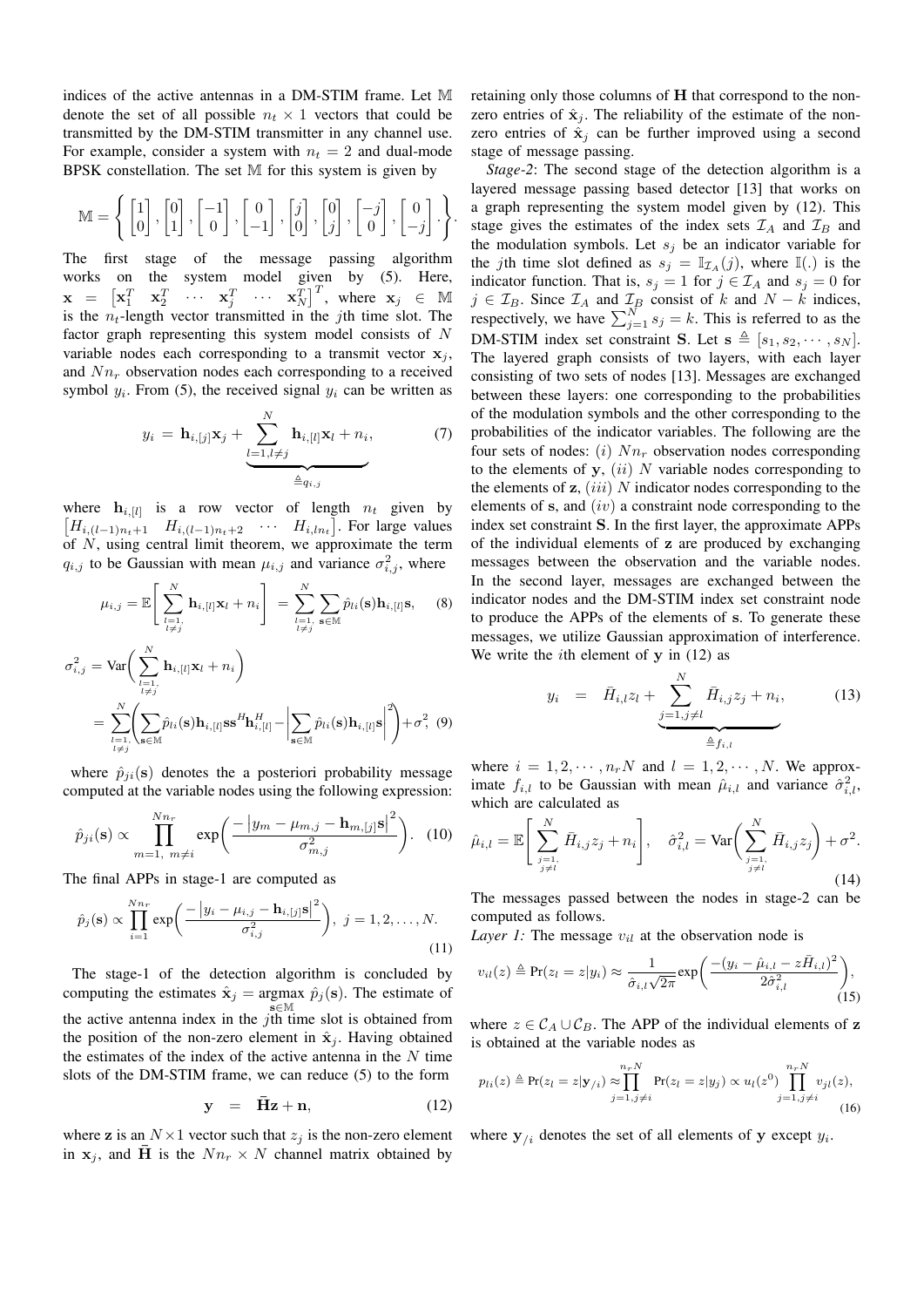indices of the active antennas in a DM-STIM frame. Let $\mathbb{M}$ denote the set of all possible $n_t \times 1$ vectors that could be transmitted by the DM-STIM transmitter in any channel use. For example, consider a system with $n_t = 2$ and dual-mode BPSK constellation. The set $\mathbb{M}$ for this system is given by

$$\mathbb{M} = \left\{ \begin{bmatrix}1\\0\end{bmatrix}, \begin{bmatrix}0\\1\end{bmatrix}, \begin{bmatrix}-1\\0\end{bmatrix}, \begin{bmatrix}0\\-1\end{bmatrix}, \begin{bmatrix}j\\0\end{bmatrix}, \begin{bmatrix}0\\j\end{bmatrix}, \begin{bmatrix}-j\\0\end{bmatrix}, \begin{bmatrix}0\\-j\end{bmatrix} \cdot \right\}.$$

The first stage of the message passing algorithm works on the system model given by (5). Here, $\mathbf{x} = \begin{bmatrix}\mathbf{x}_1^T & \mathbf{x}_2^T & \cdots & \mathbf{x}_j^T & \cdots & \mathbf{x}_N^T\end{bmatrix}^T$, where $\mathbf{x}_j \in \mathbb{M}$ is the $n_t$-length vector transmitted in the $j$th time slot. The factor graph representing this system model consists of $N$ variable nodes each corresponding to a transmit vector $\mathbf{x}_j$, and $Nn_r$ observation nodes each corresponding to a received symbol $y_i$. From (5), the received signal $y_i$ can be written as

$$y_i = \mathbf{h}_{i,[j]}\mathbf{x}_j + \underbrace{\sum_{l=1,l\neq j}^{N} \mathbf{h}_{i,[l]}\mathbf{x}_l + n_i}_{\triangleq q_{i,j}}, \tag{7}$$

where $\mathbf{h}_{i,[l]}$ is a row vector of length $n_t$ given by $\begin{bmatrix}H_{i,(l-1)n_t+1} & H_{i,(l-1)n_t+2} & \cdots & H_{i,ln_t}\end{bmatrix}$. For large values of $N$, using central limit theorem, we approximate the term $q_{i,j}$ to be Gaussian with mean $\mu_{i,j}$ and variance $\sigma^2_{i,j}$, where

$$\mu_{i,j} = \mathbb{E}\Bigg[\sum_{\substack{l=1,\\l\neq j}}^{N} \mathbf{h}_{i,[l]}\mathbf{x}_l + n_i\Bigg] = \sum_{\substack{l=1,\\l\neq j}}^{N}\sum_{\mathbf{s}\in\mathbb{M}} \hat{p}_{li}(\mathbf{s})\mathbf{h}_{i,[l]}\mathbf{s}, \tag{8}$$

$$\begin{aligned}\sigma^2_{i,j} &= \text{Var}\Bigg(\sum_{\substack{l=1,\\l\neq j}}^{N} \mathbf{h}_{i,[l]}\mathbf{x}_l + n_i\Bigg)\\ &= \sum_{\substack{l=1,\\l\neq j}}^{N}\Bigg(\sum_{\mathbf{s}\in\mathbb{M}}\hat{p}_{li}(\mathbf{s})\mathbf{h}_{i,[l]}\mathbf{s}\mathbf{s}^H\mathbf{h}^H_{i,[l]} - \Bigg|\sum_{\mathbf{s}\in\mathbb{M}}\hat{p}_{li}(\mathbf{s})\mathbf{h}_{i,[l]}\mathbf{s}\Bigg|^2\Bigg) + \sigma^2, \end{aligned} \tag{9}$$

where $\hat{p}_{ji}(\mathbf{s})$ denotes the a posteriori probability message computed at the variable nodes using the following expression:

$$\hat{p}_{ji}(\mathbf{s}) \propto \prod_{m=1,\ m\neq i}^{Nn_r} \exp\Bigg(\frac{-\big|y_m - \mu_{m,j} - \mathbf{h}_{m,[j]}\mathbf{s}\big|^2}{\sigma^2_{m,j}}\Bigg). \tag{10}$$

The final APPs in stage-1 are computed as

$$\hat{p}_j(\mathbf{s}) \propto \prod_{i=1}^{Nn_r} \exp\Bigg(\frac{-\big|y_i - \mu_{i,j} - \mathbf{h}_{i,[j]}\mathbf{s}\big|^2}{\sigma^2_{i,j}}\Bigg),\ j = 1,2,\ldots,N. \tag{11}$$

The stage-1 of the detection algorithm is concluded by computing the estimates $\hat{\mathbf{x}}_j = \underset{\mathbf{s}\in\mathbb{M}}{\text{argmax}}\ \hat{p}_j(\mathbf{s})$. The estimate of the active antenna index in the $j$th time slot is obtained from the position of the non-zero element in $\hat{\mathbf{x}}_j$. Having obtained the estimates of the index of the active antenna in the $N$ time slots of the DM-STIM frame, we can reduce (5) to the form

$$\mathbf{y} = \bar{\mathbf{H}}\mathbf{z} + \mathbf{n}, \tag{12}$$

where $\mathbf{z}$ is an $N\times 1$ vector such that $z_j$ is the non-zero element in $\mathbf{x}_j$, and $\bar{\mathbf{H}}$ is the $Nn_r \times N$ channel matrix obtained by retaining only those columns of $\mathbf{H}$ that correspond to the non-zero entries of $\hat{\mathbf{x}}_j$. The reliability of the estimate of the non-zero entries of $\hat{\mathbf{x}}_j$ can be further improved using a second stage of message passing.

*Stage-2*: The second stage of the detection algorithm is a layered message passing based detector [13] that works on a graph representing the system model given by (12). This stage gives the estimates of the index sets $\mathcal{I}_A$ and $\mathcal{I}_B$ and the modulation symbols. Let $s_j$ be an indicator variable for the $j$th time slot defined as $s_j = \mathbb{I}_{\mathcal{I}_A}(j)$, where $\mathbb{I}(.)$ is the indicator function. That is, $s_j = 1$ for $j \in \mathcal{I}_A$ and $s_j = 0$ for $j \in \mathcal{I}_B$. Since $\mathcal{I}_A$ and $\mathcal{I}_B$ consist of $k$ and $N-k$ indices, respectively, we have $\sum_{j=1}^{N} s_j = k$. This is referred to as the DM-STIM index set constraint $\mathbf{S}$. Let $\mathbf{s} \triangleq [s_1, s_2, \cdots, s_N]$. The layered graph consists of two layers, with each layer consisting of two sets of nodes [13]. Messages are exchanged between these layers: one corresponding to the probabilities of the modulation symbols and the other corresponding to the probabilities of the indicator variables. The following are the four sets of nodes: $(i)$ $Nn_r$ observation nodes corresponding to the elements of $\mathbf{y}$, $(ii)$ $N$ variable nodes corresponding to the elements of $\mathbf{z}$, $(iii)$ $N$ indicator nodes corresponding to the elements of $\mathbf{s}$, and $(iv)$ a constraint node corresponding to the index set constraint $\mathbf{S}$. In the first layer, the approximate APPs of the individual elements of $\mathbf{z}$ are produced by exchanging messages between the observation and the variable nodes. In the second layer, messages are exchanged between the indicator nodes and the DM-STIM index set constraint node to produce the APPs of the elements of $\mathbf{s}$. To generate these messages, we utilize Gaussian approximation of interference. We write the $i$th element of $\mathbf{y}$ in (12) as

$$y_i = \bar{H}_{i,l}z_l + \underbrace{\sum_{j=1,j\neq l}^{N}\bar{H}_{i,j}z_j + n_i}_{\triangleq f_{i,l}}, \tag{13}$$

where $i = 1,2,\cdots,n_rN$ and $l = 1,2,\cdots,N$. We approximate $f_{i,l}$ to be Gaussian with mean $\hat{\mu}_{i,l}$ and variance $\hat{\sigma}^2_{i,l}$, which are calculated as

$$\hat{\mu}_{i,l} = \mathbb{E}\Bigg[\sum_{\substack{j=1,\\j\neq l}}^{N}\bar{H}_{i,j}z_j + n_i\Bigg], \quad \hat{\sigma}^2_{i,l} = \text{Var}\Bigg(\sum_{\substack{j=1,\\j\neq l}}^{N}\bar{H}_{i,j}z_j\Bigg) + \sigma^2. \tag{14}$$

The messages passed between the nodes in stage-2 can be computed as follows.

*Layer 1:* The message $v_{il}$ at the observation node is

$$v_{il}(z) \triangleq \Pr(z_l = z|y_i) \approx \frac{1}{\hat{\sigma}_{i,l}\sqrt{2\pi}}\exp\Bigg(\frac{-(y_i - \hat{\mu}_{i,l} - z\bar{H}_{i,l})^2}{2\hat{\sigma}^2_{i,l}}\Bigg), \tag{15}$$

where $z \in \mathcal{C}_A \cup \mathcal{C}_B$. The APP of the individual elements of $\mathbf{z}$ is obtained at the variable nodes as

$$p_{li}(z) \triangleq \Pr(z_l = z|\mathbf{y}_{/i}) \approx \prod_{j=1,j\neq i}^{n_rN}\Pr(z_l = z|y_j) \propto u_l(z^0)\prod_{j=1,j\neq i}^{n_rN}v_{jl}(z), \tag{16}$$

where $\mathbf{y}_{/i}$ denotes the set of all elements of $\mathbf{y}$ except $y_i$.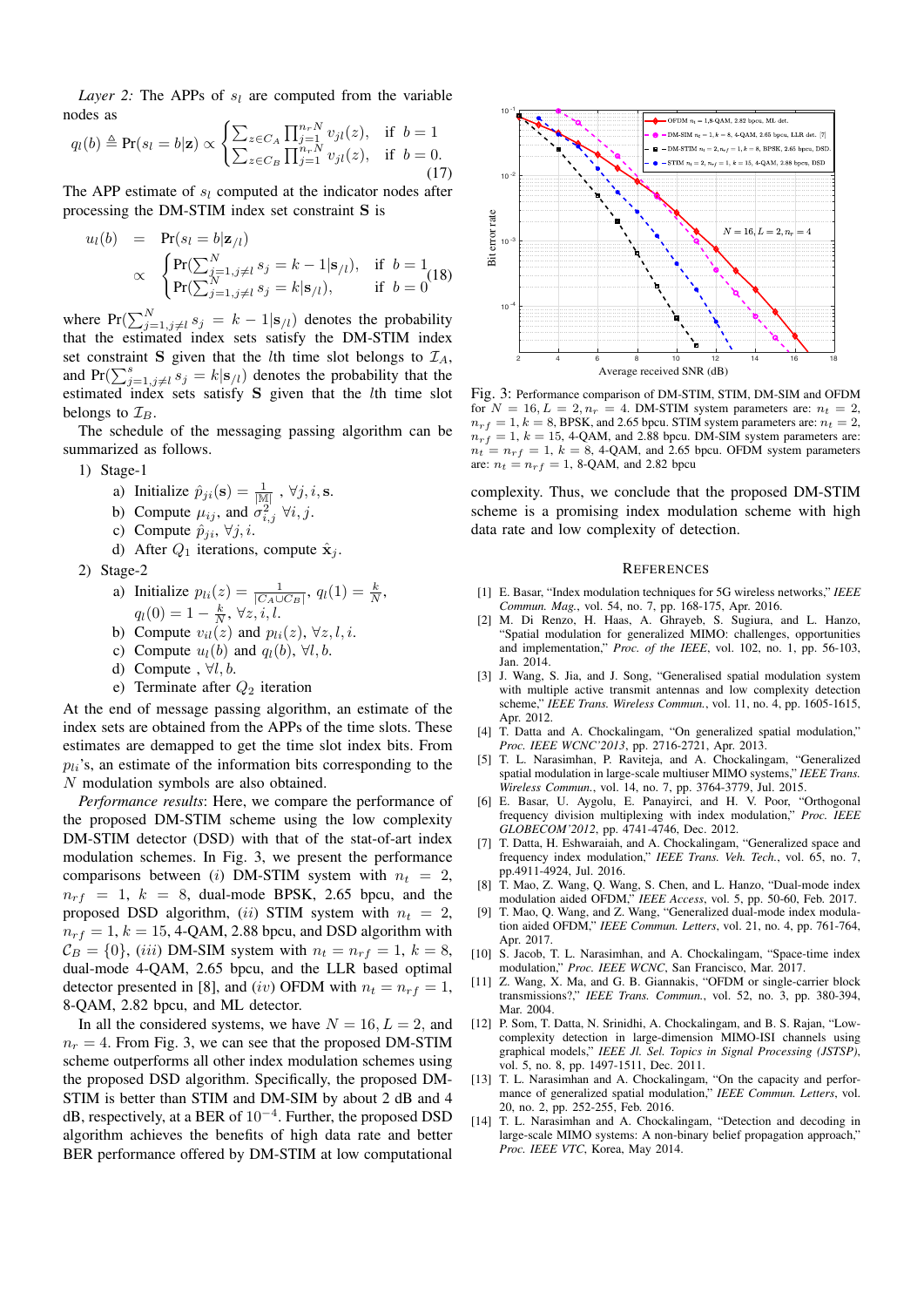*Layer 2:* The APPs of $s_l$ are computed from the variable nodes as

$$q_l(b) \triangleq \Pr(s_l = b|\mathbf{z}) \propto \begin{cases} \sum_{z\in C_A} \prod_{j=1}^{n_r N} v_{jl}(z), & \text{if } b = 1 \\ \sum_{z\in C_B} \prod_{j=1}^{n_r N} v_{jl}(z), & \text{if } b = 0. \end{cases} \tag{17}$$

The APP estimate of $s_l$ computed at the indicator nodes after processing the DM-STIM index set constraint $\mathbf{S}$ is

$$\begin{aligned} u_l(b) &= \Pr(s_l = b|\mathbf{z}_{/l}) \\ &\propto \begin{cases} \Pr(\sum_{j=1, j\neq l}^{N} s_j = k-1|\mathbf{s}_{/l}), & \text{if } b = 1 \\ \Pr(\sum_{j=1, j\neq l}^{N} s_j = k|\mathbf{s}_{/l}), & \text{if } b = 0 \end{cases} \end{aligned} \tag{18}$$

where $\Pr(\sum_{j=1, j\neq l}^{N} s_j = k-1|\mathbf{s}_{/l})$ denotes the probability that the estimated index sets satisfy the DM-STIM index set constraint $\mathbf{S}$ given that the $l$th time slot belongs to $\mathcal{I}_A$, and $\Pr(\sum_{j=1, j\neq l}^{s} s_j = k|\mathbf{s}_{/l})$ denotes the probability that the estimated index sets satisfy $\mathbf{S}$ given that the $l$th time slot belongs to $\mathcal{I}_B$.

The schedule of the messaging passing algorithm can be summarized as follows.

1) Stage-1
   a) Initialize $\hat{p}_{ji}(\mathbf{s}) = \frac{1}{|\mathbb{M}|}$ , $\forall j, i, \mathbf{s}$.
   b) Compute $\mu_{ij}$, and $\sigma^2_{i,j}$ $\forall i, j$.
   c) Compute $\hat{p}_{ji}$, $\forall j, i$.
   d) After $Q_1$ iterations, compute $\hat{\mathbf{x}}_j$.
2) Stage-2
   a) Initialize $p_{li}(z) = \frac{1}{|C_A \cup C_B|}$, $q_l(1) = \frac{k}{N}$, $q_l(0) = 1 - \frac{k}{N}$, $\forall z, i, l$.
   b) Compute $v_{il}(z)$ and $p_{li}(z)$, $\forall z, l, i$.
   c) Compute $u_l(b)$ and $q_l(b)$, $\forall l, b$.
   d) Compute , $\forall l, b$.
   e) Terminate after $Q_2$ iteration

At the end of message passing algorithm, an estimate of the index sets are obtained from the APPs of the time slots. These estimates are demapped to get the time slot index bits. From $p_{li}$'s, an estimate of the information bits corresponding to the $N$ modulation symbols are also obtained.

*Performance results*: Here, we compare the performance of the proposed DM-STIM scheme using the low complexity DM-STIM detector (DSD) with that of the stat-of-art index modulation schemes. In Fig. 3, we present the performance comparisons between $(i)$ DM-STIM system with $n_t = 2$, $n_{rf} = 1$, $k = 8$, dual-mode BPSK, 2.65 bpcu, and the proposed DSD algorithm, $(ii)$ STIM system with $n_t = 2$, $n_{rf} = 1$, $k = 15$, 4-QAM, 2.88 bpcu, and DSD algorithm with $\mathcal{C}_B = \{0\}$, $(iii)$ DM-SIM system with $n_t = n_{rf} = 1$, $k = 8$, dual-mode 4-QAM, 2.65 bpcu, and the LLR based optimal detector presented in [8], and $(iv)$ OFDM with $n_t = n_{rf} = 1$, 8-QAM, 2.82 bpcu, and ML detector.

In all the considered systems, we have $N = 16$, $L = 2$, and $n_r = 4$. From Fig. 3, we can see that the proposed DM-STIM scheme outperforms all other index modulation schemes using the proposed DSD algorithm. Specifically, the proposed DM-STIM is better than STIM and DM-SIM by about 2 dB and 4 dB, respectively, at a BER of $10^{-4}$. Further, the proposed DSD algorithm achieves the benefits of high data rate and better BER performance offered by DM-STIM at low computational complexity. Thus, we conclude that the proposed DM-STIM scheme is a promising index modulation scheme with high data rate and low complexity of detection.

OFDM $n_t = 1$, 8-QAM, 2.82 bpcu, ML det.
DM-SIM $n_t = 1$, $k = 8$, 4-QAM, 2.65 bpcu, LLR det. [7]
DM-STIM $n_t = 2$, $n_{rf} = 1$, $k = 8$, BPSK, 2.65 bpcu, DSD
STIM $n_t = 2$, $n_{rf} = 1$, $k = 15$, 4-QAM, 2.88 bpcu, DSD
$N = 16, L = 2, n_r = 4$
Bit error rate
Average received SNR (dB)

Fig. 3: Performance comparison of DM-STIM, STIM, DM-SIM and OFDM for $N = 16, L = 2, n_r = 4$. DM-STIM system parameters are: $n_t = 2$, $n_{rf} = 1$, $k = 8$, BPSK, and 2.65 bpcu. STIM system parameters are: $n_t = 2$, $n_{rf} = 1$, $k = 15$, 4-QAM, and 2.88 bpcu. DM-SIM system parameters are: $n_t = n_{rf} = 1$, $k = 8$, 4-QAM, and 2.65 bpcu. OFDM system parameters are: $n_t = n_{rf} = 1$, 8-QAM, and 2.82 bpcu

## REFERENCES

[1] E. Basar, "Index modulation techniques for 5G wireless networks," *IEEE Commun. Mag.*, vol. 54, no. 7, pp. 168-175, Apr. 2016.

[2] M. Di Renzo, H. Haas, A. Ghrayeb, S. Sugiura, and L. Hanzo, "Spatial modulation for generalized MIMO: challenges, opportunities and implementation," *Proc. of the IEEE*, vol. 102, no. 1, pp. 56-103, Jan. 2014.

[3] J. Wang, S. Jia, and J. Song, "Generalised spatial modulation system with multiple active transmit antennas and low complexity detection scheme," *IEEE Trans. Wireless Commun.*, vol. 11, no. 4, pp. 1605-1615, Apr. 2012.

[4] T. Datta and A. Chockalingam, "On generalized spatial modulation," *Proc. IEEE WCNC'2013*, pp. 2716-2721, Apr. 2013.

[5] T. L. Narasimhan, P. Raviteja, and A. Chockalingam, "Generalized spatial modulation in large-scale multiuser MIMO systems," *IEEE Trans. Wireless Commun.*, vol. 14, no. 7, pp. 3764-3779, Jul. 2015.

[6] E. Basar, U. Aygolu, E. Panayirci, and H. V. Poor, "Orthogonal frequency division multiplexing with index modulation," *Proc. IEEE GLOBECOM'2012*, pp. 4741-4746, Dec. 2012.

[7] T. Datta, H. Eshwaraiah, and A. Chockalingam, "Generalized space and frequency index modulation," *IEEE Trans. Veh. Tech.*, vol. 65, no. 7, pp.4911-4924, Jul. 2016.

[8] T. Mao, Z. Wang, Q. Wang, S. Chen, and L. Hanzo, "Dual-mode index modulation aided OFDM," *IEEE Access*, vol. 5, pp. 50-60, Feb. 2017.

[9] T. Mao, Q. Wang, and Z. Wang, "Generalized dual-mode index modulation aided OFDM," *IEEE Commun. Letters*, vol. 21, no. 4, pp. 761-764, Apr. 2017.

[10] S. Jacob, T. L. Narasimhan, and A. Chockalingam, "Space-time index modulation," *Proc. IEEE WCNC*, San Francisco, Mar. 2017.

[11] Z. Wang, X. Ma, and G. B. Giannakis, "OFDM or single-carrier block transmissions?," *IEEE Trans. Commun.*, vol. 52, no. 3, pp. 380-394, Mar. 2004.

[12] P. Som, T. Datta, N. Srinidhi, A. Chockalingam, and B. S. Rajan, "Low-complexity detection in large-dimension MIMO-ISI channels using graphical models," *IEEE Jl. Sel. Topics in Signal Processing (JSTSP)*, vol. 5, no. 8, pp. 1497-1511, Dec. 2011.

[13] T. L. Narasimhan and A. Chockalingam, "On the capacity and performance of generalized spatial modulation," *IEEE Commun. Letters*, vol. 20, no. 2, pp. 252-255, Feb. 2016.

[14] T. L. Narasimhan and A. Chockalingam, "Detection and decoding in large-scale MIMO systems: A non-binary belief propagation approach," *Proc. IEEE VTC*, Korea, May 2014.